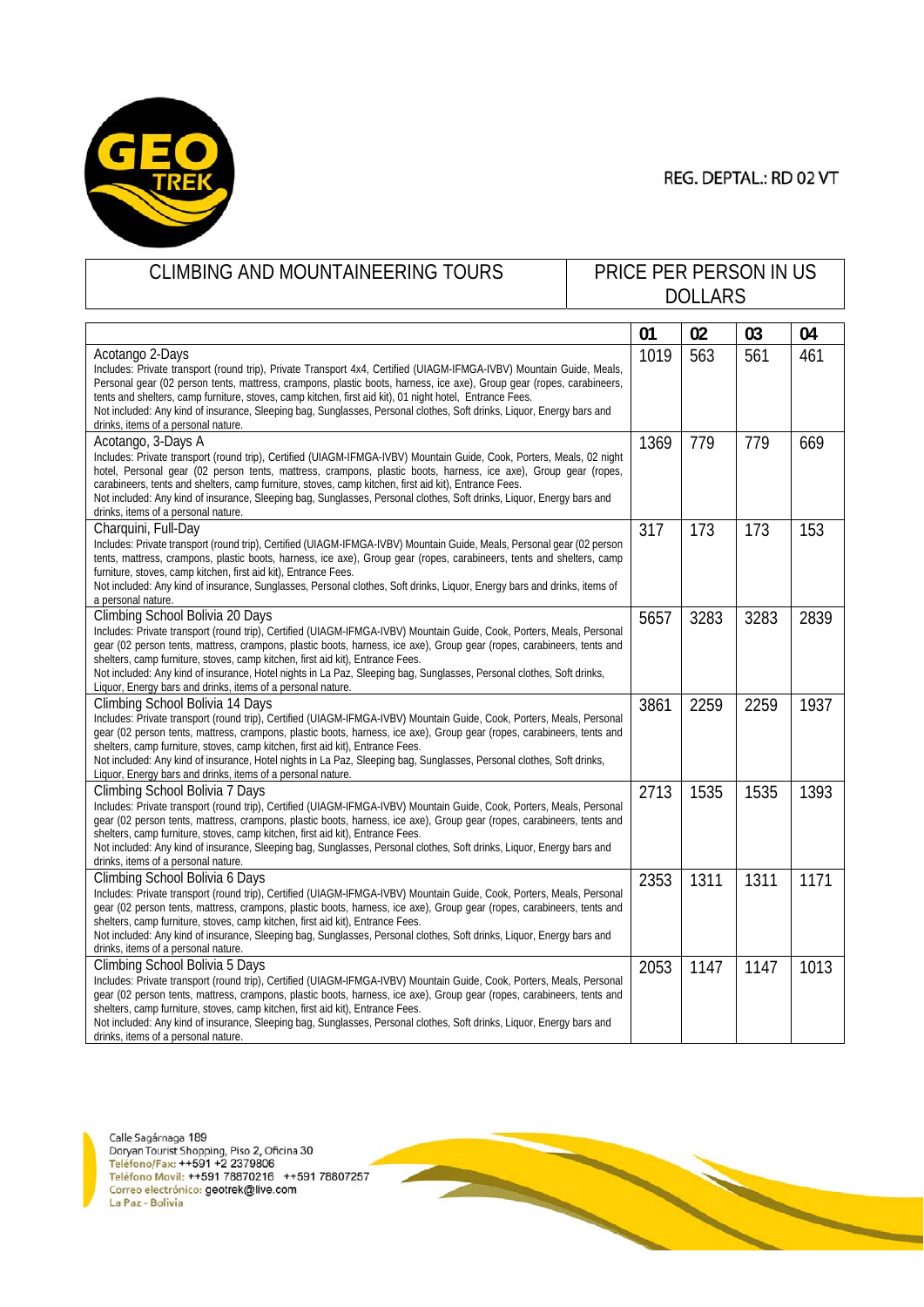REG. DEPTAL.: RD 02 VT

| CLIMBING AND MOUNTAINEERING TOURS | PRICE PER PERSON IN US DOLLARS |
|---|---|

| | 01 | 02 | 03 | 04 |
|---|---|---|---|---|
| Acotango 2-Days<br>Includes: Private transport (round trip), Private Transport 4x4, Certified (UIAGM-IFMGA-IVBV) Mountain Guide, Meals, Personal gear (02 person tents, mattress, crampons, plastic boots, harness, ice axe), Group gear (ropes, carabineers, tents and shelters, camp furniture, stoves, camp kitchen, first aid kit), 01 night hotel, Entrance Fees.<br>Not included: Any kind of insurance, Sleeping bag, Sunglasses, Personal clothes, Soft drinks, Liquor, Energy bars and drinks, items of a personal nature. | 1019 | 563 | 561 | 461 |
| Acotango, 3-Days A<br>Includes: Private transport (round trip), Certified (UIAGM-IFMGA-IVBV) Mountain Guide, Cook, Porters, Meals, 02 night hotel, Personal gear (02 person tents, mattress, crampons, plastic boots, harness, ice axe), Group gear (ropes, carabineers, tents and shelters, camp furniture, stoves, camp kitchen, first aid kit), Entrance Fees.<br>Not included: Any kind of insurance, Sleeping bag, Sunglasses, Personal clothes, Soft drinks, Liquor, Energy bars and drinks, items of a personal nature. | 1369 | 779 | 779 | 669 |
| Charquini, Full-Day<br>Includes: Private transport (round trip), Certified (UIAGM-IFMGA-IVBV) Mountain Guide, Meals, Personal gear (02 person tents, mattress, crampons, plastic boots, harness, ice axe), Group gear (ropes, carabineers, tents and shelters, camp furniture, stoves, camp kitchen, first aid kit), Entrance Fees.<br>Not included: Any kind of insurance, Sunglasses, Personal clothes, Soft drinks, Liquor, Energy bars and drinks, items of a personal nature. | 317 | 173 | 173 | 153 |
| Climbing School Bolivia 20 Days<br>Includes: Private transport (round trip), Certified (UIAGM-IFMGA-IVBV) Mountain Guide, Cook, Porters, Meals, Personal gear (02 person tents, mattress, crampons, plastic boots, harness, ice axe), Group gear (ropes, carabineers, tents and shelters, camp furniture, stoves, camp kitchen, first aid kit), Entrance Fees.<br>Not included: Any kind of insurance, Hotel nights in La Paz, Sleeping bag, Sunglasses, Personal clothes, Soft drinks, Liquor, Energy bars and drinks, items of a personal nature. | 5657 | 3283 | 3283 | 2839 |
| Climbing School Bolivia 14 Days<br>Includes: Private transport (round trip), Certified (UIAGM-IFMGA-IVBV) Mountain Guide, Cook, Porters, Meals, Personal gear (02 person tents, mattress, crampons, plastic boots, harness, ice axe), Group gear (ropes, carabineers, tents and shelters, camp furniture, stoves, camp kitchen, first aid kit), Entrance Fees.<br>Not included: Any kind of insurance, Hotel nights in La Paz, Sleeping bag, Sunglasses, Personal clothes, Soft drinks, Liquor, Energy bars and drinks, items of a personal nature. | 3861 | 2259 | 2259 | 1937 |
| Climbing School Bolivia 7 Days<br>Includes: Private transport (round trip), Certified (UIAGM-IFMGA-IVBV) Mountain Guide, Cook, Porters, Meals, Personal gear (02 person tents, mattress, crampons, plastic boots, harness, ice axe), Group gear (ropes, carabineers, tents and shelters, camp furniture, stoves, camp kitchen, first aid kit), Entrance Fees.<br>Not included: Any kind of insurance, Sleeping bag, Sunglasses, Personal clothes, Soft drinks, Liquor, Energy bars and drinks, items of a personal nature. | 2713 | 1535 | 1535 | 1393 |
| Climbing School Bolivia 6 Days<br>Includes: Private transport (round trip), Certified (UIAGM-IFMGA-IVBV) Mountain Guide, Cook, Porters, Meals, Personal gear (02 person tents, mattress, crampons, plastic boots, harness, ice axe), Group gear (ropes, carabineers, tents and shelters, camp furniture, stoves, camp kitchen, first aid kit), Entrance Fees.<br>Not included: Any kind of insurance, Sleeping bag, Sunglasses, Personal clothes, Soft drinks, Liquor, Energy bars and drinks, items of a personal nature. | 2353 | 1311 | 1311 | 1171 |
| Climbing School Bolivia 5 Days<br>Includes: Private transport (round trip), Certified (UIAGM-IFMGA-IVBV) Mountain Guide, Cook, Porters, Meals, Personal gear (02 person tents, mattress, crampons, plastic boots, harness, ice axe), Group gear (ropes, carabineers, tents and shelters, camp furniture, stoves, camp kitchen, first aid kit), Entrance Fees.<br>Not included: Any kind of insurance, Sleeping bag, Sunglasses, Personal clothes, Soft drinks, Liquor, Energy bars and drinks, items of a personal nature. | 2053 | 1147 | 1147 | 1013 |

Calle Sagárnaga 189
Doryan Tourist Shopping, Piso 2, Oficina 30
Teléfono/Fax: ++591 +2 2379806
Teléfono Movil: ++591 78870216 ++591 78807257
Correo electrónico: geotrek@live.com
La Paz - Bolivia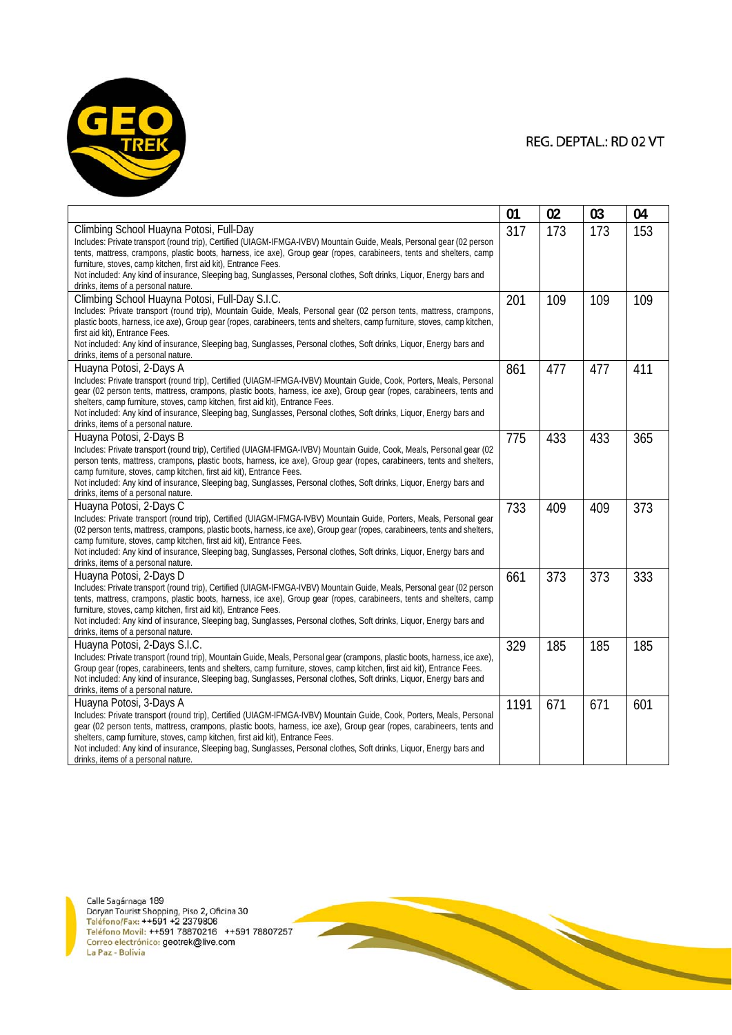REG. DEPTAL.: RD 02 VT

| | 01 | 02 | 03 | 04 |
|---|---|---|---|---|
| Climbing School Huayna Potosi, Full-Day<br>Includes: Private transport (round trip), Certified (UIAGM-IFMGA-IVBV) Mountain Guide, Meals, Personal gear (02 person tents, mattress, crampons, plastic boots, harness, ice axe), Group gear (ropes, carabineers, tents and shelters, camp furniture, stoves, camp kitchen, first aid kit), Entrance Fees.<br>Not included: Any kind of insurance, Sleeping bag, Sunglasses, Personal clothes, Soft drinks, Liquor, Energy bars and drinks, items of a personal nature. | 317 | 173 | 173 | 153 |
| Climbing School Huayna Potosi, Full-Day S.I.C.<br>Includes: Private transport (round trip), Mountain Guide, Meals, Personal gear (02 person tents, mattress, crampons, plastic boots, harness, ice axe), Group gear (ropes, carabineers, tents and shelters, camp furniture, stoves, camp kitchen, first aid kit), Entrance Fees.<br>Not included: Any kind of insurance, Sleeping bag, Sunglasses, Personal clothes, Soft drinks, Liquor, Energy bars and drinks, items of a personal nature. | 201 | 109 | 109 | 109 |
| Huayna Potosi, 2-Days A<br>Includes: Private transport (round trip), Certified (UIAGM-IFMGA-IVBV) Mountain Guide, Cook, Porters, Meals, Personal gear (02 person tents, mattress, crampons, plastic boots, harness, ice axe), Group gear (ropes, carabineers, tents and shelters, camp furniture, stoves, camp kitchen, first aid kit), Entrance Fees.<br>Not included: Any kind of insurance, Sleeping bag, Sunglasses, Personal clothes, Soft drinks, Liquor, Energy bars and drinks, items of a personal nature. | 861 | 477 | 477 | 411 |
| Huayna Potosi, 2-Days B<br>Includes: Private transport (round trip), Certified (UIAGM-IFMGA-IVBV) Mountain Guide, Cook, Meals, Personal gear (02 person tents, mattress, crampons, plastic boots, harness, ice axe), Group gear (ropes, carabineers, tents and shelters, camp furniture, stoves, camp kitchen, first aid kit), Entrance Fees.<br>Not included: Any kind of insurance, Sleeping bag, Sunglasses, Personal clothes, Soft drinks, Liquor, Energy bars and drinks, items of a personal nature. | 775 | 433 | 433 | 365 |
| Huayna Potosi, 2-Days C<br>Includes: Private transport (round trip), Certified (UIAGM-IFMGA-IVBV) Mountain Guide, Porters, Meals, Personal gear (02 person tents, mattress, crampons, plastic boots, harness, ice axe), Group gear (ropes, carabineers, tents and shelters, camp furniture, stoves, camp kitchen, first aid kit), Entrance Fees.<br>Not included: Any kind of insurance, Sleeping bag, Sunglasses, Personal clothes, Soft drinks, Liquor, Energy bars and drinks, items of a personal nature. | 733 | 409 | 409 | 373 |
| Huayna Potosi, 2-Days D<br>Includes: Private transport (round trip), Certified (UIAGM-IFMGA-IVBV) Mountain Guide, Meals, Personal gear (02 person tents, mattress, crampons, plastic boots, harness, ice axe), Group gear (ropes, carabineers, tents and shelters, camp furniture, stoves, camp kitchen, first aid kit), Entrance Fees.<br>Not included: Any kind of insurance, Sleeping bag, Sunglasses, Personal clothes, Soft drinks, Liquor, Energy bars and drinks, items of a personal nature. | 661 | 373 | 373 | 333 |
| Huayna Potosi, 2-Days S.I.C.<br>Includes: Private transport (round trip), Mountain Guide, Meals, Personal gear (crampons, plastic boots, harness, ice axe), Group gear (ropes, carabineers, tents and shelters, camp furniture, stoves, camp kitchen, first aid kit), Entrance Fees.<br>Not included: Any kind of insurance, Sleeping bag, Sunglasses, Personal clothes, Soft drinks, Liquor, Energy bars and drinks, items of a personal nature. | 329 | 185 | 185 | 185 |
| Huayna Potosi, 3-Days A<br>Includes: Private transport (round trip), Certified (UIAGM-IFMGA-IVBV) Mountain Guide, Cook, Porters, Meals, Personal gear (02 person tents, mattress, crampons, plastic boots, harness, ice axe), Group gear (ropes, carabineers, tents and shelters, camp furniture, stoves, camp kitchen, first aid kit), Entrance Fees.<br>Not included: Any kind of insurance, Sleeping bag, Sunglasses, Personal clothes, Soft drinks, Liquor, Energy bars and drinks, items of a personal nature. | 1191 | 671 | 671 | 601 |

Calle Sagárnaga 189
Doryan Tourist Shopping, Piso 2, Oficina 30
Teléfono/Fax: ++591 +2 2379806
Teléfono Movil: ++591 78870216 ++591 78807257
Correo electrónico: geotrek@live.com
La Paz - Bolivia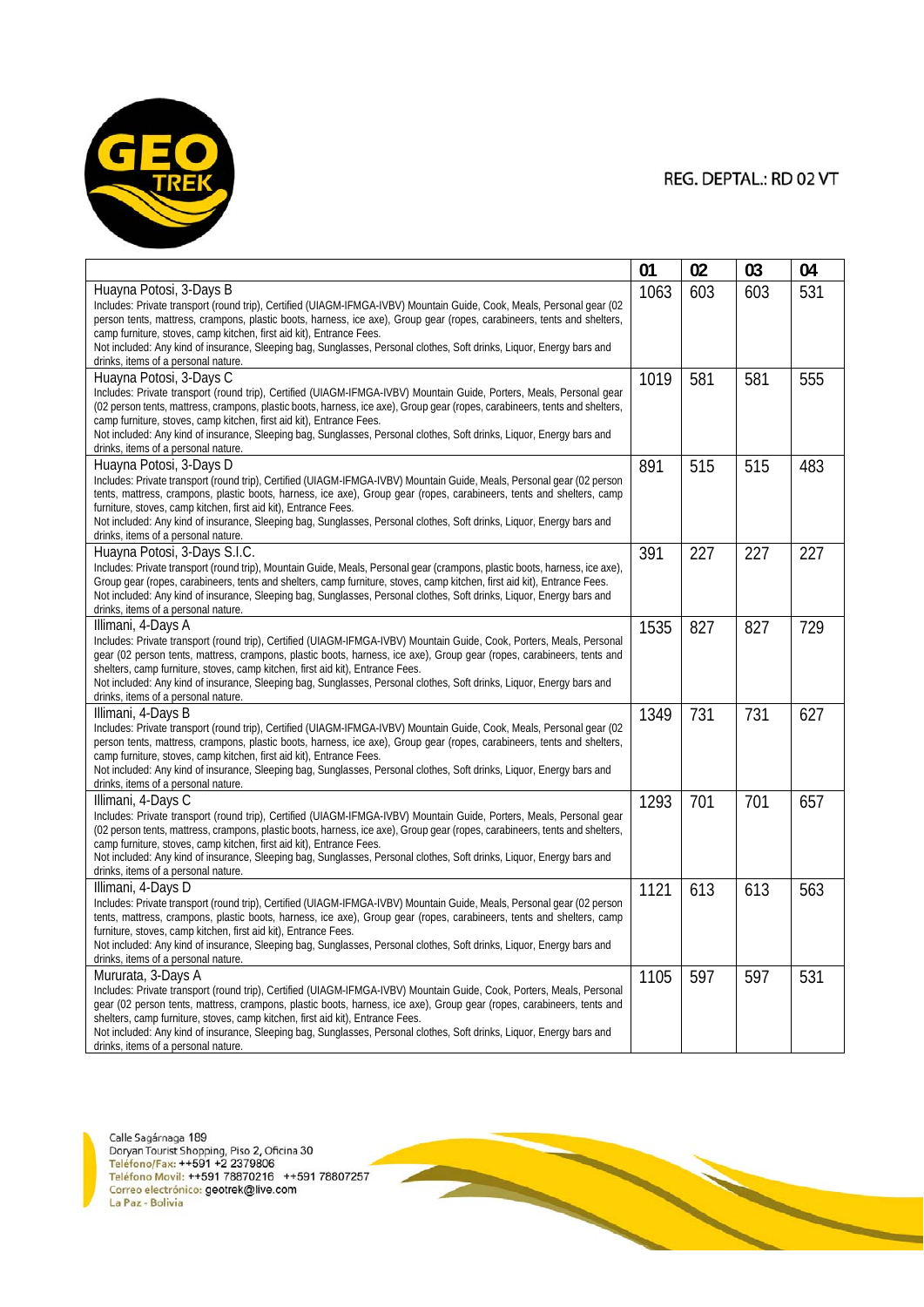REG. DEPTAL.: RD 02 VT

| | 01 | 02 | 03 | 04 |
|---|---|---|---|---|
| Huayna Potosi, 3-Days B<br>Includes: Private transport (round trip), Certified (UIAGM-IFMGA-IVBV) Mountain Guide, Cook, Meals, Personal gear (02 person tents, mattress, crampons, plastic boots, harness, ice axe), Group gear (ropes, carabineers, tents and shelters, camp furniture, stoves, camp kitchen, first aid kit), Entrance Fees.<br>Not included: Any kind of insurance, Sleeping bag, Sunglasses, Personal clothes, Soft drinks, Liquor, Energy bars and drinks, items of a personal nature. | 1063 | 603 | 603 | 531 |
| Huayna Potosi, 3-Days C<br>Includes: Private transport (round trip), Certified (UIAGM-IFMGA-IVBV) Mountain Guide, Porters, Meals, Personal gear (02 person tents, mattress, crampons, plastic boots, harness, ice axe), Group gear (ropes, carabineers, tents and shelters, camp furniture, stoves, camp kitchen, first aid kit), Entrance Fees.<br>Not included: Any kind of insurance, Sleeping bag, Sunglasses, Personal clothes, Soft drinks, Liquor, Energy bars and drinks, items of a personal nature. | 1019 | 581 | 581 | 555 |
| Huayna Potosi, 3-Days D<br>Includes: Private transport (round trip), Certified (UIAGM-IFMGA-IVBV) Mountain Guide, Meals, Personal gear (02 person tents, mattress, crampons, plastic boots, harness, ice axe), Group gear (ropes, carabineers, tents and shelters, camp furniture, stoves, camp kitchen, first aid kit), Entrance Fees.<br>Not included: Any kind of insurance, Sleeping bag, Sunglasses, Personal clothes, Soft drinks, Liquor, Energy bars and drinks, items of a personal nature. | 891 | 515 | 515 | 483 |
| Huayna Potosi, 3-Days S.I.C.<br>Includes: Private transport (round trip), Mountain Guide, Meals, Personal gear (crampons, plastic boots, harness, ice axe), Group gear (ropes, carabineers, tents and shelters, camp furniture, stoves, camp kitchen, first aid kit), Entrance Fees.<br>Not included: Any kind of insurance, Sleeping bag, Sunglasses, Personal clothes, Soft drinks, Liquor, Energy bars and drinks, items of a personal nature. | 391 | 227 | 227 | 227 |
| Illimani, 4-Days A<br>Includes: Private transport (round trip), Certified (UIAGM-IFMGA-IVBV) Mountain Guide, Cook, Porters, Meals, Personal gear (02 person tents, mattress, crampons, plastic boots, harness, ice axe), Group gear (ropes, carabineers, tents and shelters, camp furniture, stoves, camp kitchen, first aid kit), Entrance Fees.<br>Not included: Any kind of insurance, Sleeping bag, Sunglasses, Personal clothes, Soft drinks, Liquor, Energy bars and drinks, items of a personal nature. | 1535 | 827 | 827 | 729 |
| Illimani, 4-Days B<br>Includes: Private transport (round trip), Certified (UIAGM-IFMGA-IVBV) Mountain Guide, Cook, Meals, Personal gear (02 person tents, mattress, crampons, plastic boots, harness, ice axe), Group gear (ropes, carabineers, tents and shelters, camp furniture, stoves, camp kitchen, first aid kit), Entrance Fees.<br>Not included: Any kind of insurance, Sleeping bag, Sunglasses, Personal clothes, Soft drinks, Liquor, Energy bars and drinks, items of a personal nature. | 1349 | 731 | 731 | 627 |
| Illimani, 4-Days C<br>Includes: Private transport (round trip), Certified (UIAGM-IFMGA-IVBV) Mountain Guide, Porters, Meals, Personal gear (02 person tents, mattress, crampons, plastic boots, harness, ice axe), Group gear (ropes, carabineers, tents and shelters, camp furniture, stoves, camp kitchen, first aid kit), Entrance Fees.<br>Not included: Any kind of insurance, Sleeping bag, Sunglasses, Personal clothes, Soft drinks, Liquor, Energy bars and drinks, items of a personal nature. | 1293 | 701 | 701 | 657 |
| Illimani, 4-Days D<br>Includes: Private transport (round trip), Certified (UIAGM-IFMGA-IVBV) Mountain Guide, Meals, Personal gear (02 person tents, mattress, crampons, plastic boots, harness, ice axe), Group gear (ropes, carabineers, tents and shelters, camp furniture, stoves, camp kitchen, first aid kit), Entrance Fees.<br>Not included: Any kind of insurance, Sleeping bag, Sunglasses, Personal clothes, Soft drinks, Liquor, Energy bars and drinks, items of a personal nature. | 1121 | 613 | 613 | 563 |
| Mururata, 3-Days A<br>Includes: Private transport (round trip), Certified (UIAGM-IFMGA-IVBV) Mountain Guide, Cook, Porters, Meals, Personal gear (02 person tents, mattress, crampons, plastic boots, harness, ice axe), Group gear (ropes, carabineers, tents and shelters, camp furniture, stoves, camp kitchen, first aid kit), Entrance Fees.<br>Not included: Any kind of insurance, Sleeping bag, Sunglasses, Personal clothes, Soft drinks, Liquor, Energy bars and drinks, items of a personal nature. | 1105 | 597 | 597 | 531 |

Calle Sagárnaga 189
Doryan Tourist Shopping, Piso 2, Oficina 30
Teléfono/Fax: ++591 +2 2379806
Teléfono Movil: ++591 78870216 ++591 78807257
Correo electrónico: geotrek@live.com
La Paz - Bolivia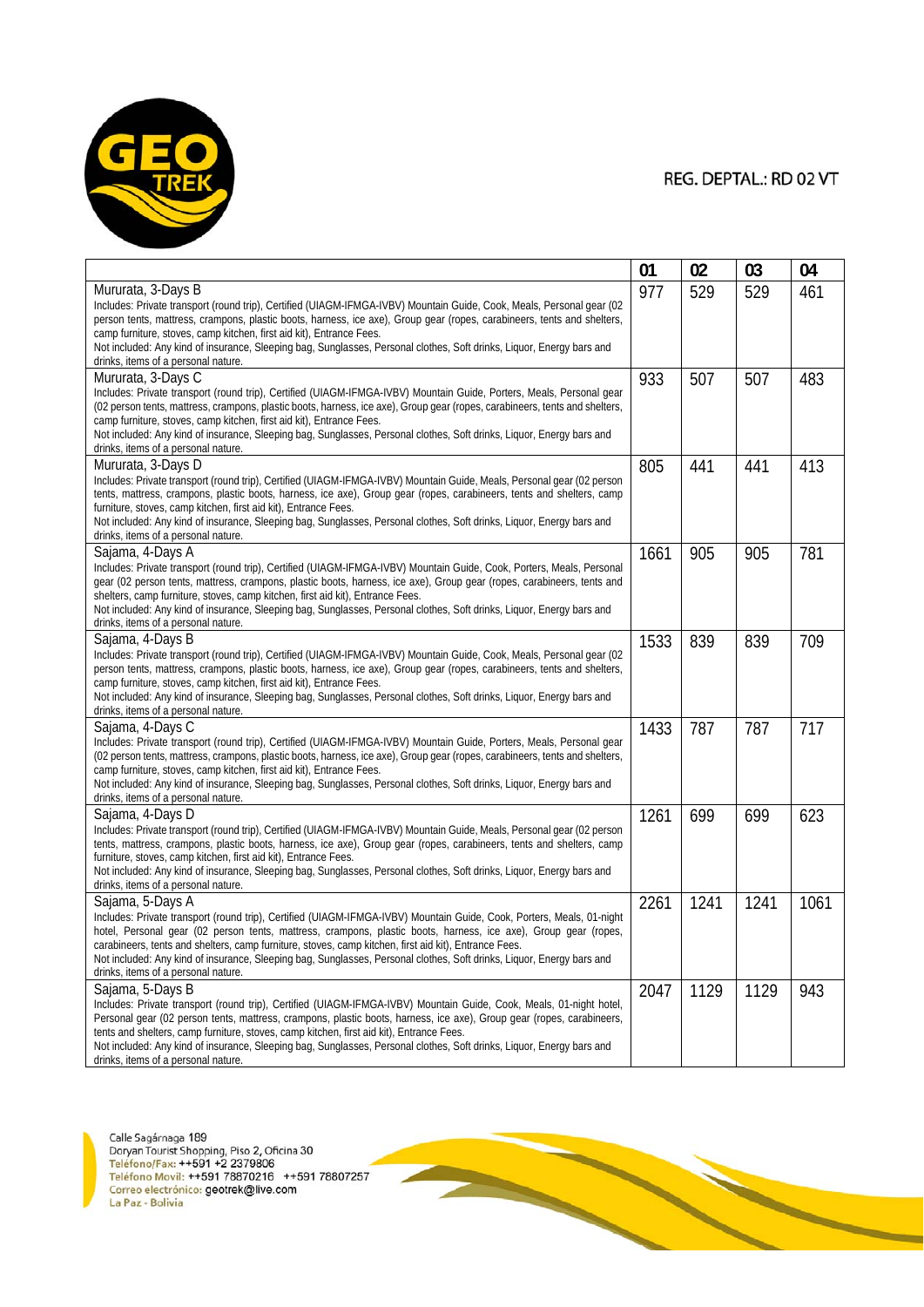REG. DEPTAL.: RD 02 VT

| | 01 | 02 | 03 | 04 |
|---|---|---|---|---|
| Mururata, 3-Days B<br>Includes: Private transport (round trip), Certified (UIAGM-IFMGA-IVBV) Mountain Guide, Cook, Meals, Personal gear (02 person tents, mattress, crampons, plastic boots, harness, ice axe), Group gear (ropes, carabineers, tents and shelters, camp furniture, stoves, camp kitchen, first aid kit), Entrance Fees.<br>Not included: Any kind of insurance, Sleeping bag, Sunglasses, Personal clothes, Soft drinks, Liquor, Energy bars and drinks, items of a personal nature. | 977 | 529 | 529 | 461 |
| Mururata, 3-Days C<br>Includes: Private transport (round trip), Certified (UIAGM-IFMGA-IVBV) Mountain Guide, Porters, Meals, Personal gear (02 person tents, mattress, crampons, plastic boots, harness, ice axe), Group gear (ropes, carabineers, tents and shelters, camp furniture, stoves, camp kitchen, first aid kit), Entrance Fees.<br>Not included: Any kind of insurance, Sleeping bag, Sunglasses, Personal clothes, Soft drinks, Liquor, Energy bars and drinks, items of a personal nature. | 933 | 507 | 507 | 483 |
| Mururata, 3-Days D<br>Includes: Private transport (round trip), Certified (UIAGM-IFMGA-IVBV) Mountain Guide, Meals, Personal gear (02 person tents, mattress, crampons, plastic boots, harness, ice axe), Group gear (ropes, carabineers, tents and shelters, camp furniture, stoves, camp kitchen, first aid kit), Entrance Fees.<br>Not included: Any kind of insurance, Sleeping bag, Sunglasses, Personal clothes, Soft drinks, Liquor, Energy bars and drinks, items of a personal nature. | 805 | 441 | 441 | 413 |
| Sajama, 4-Days A<br>Includes: Private transport (round trip), Certified (UIAGM-IFMGA-IVBV) Mountain Guide, Cook, Porters, Meals, Personal gear (02 person tents, mattress, crampons, plastic boots, harness, ice axe), Group gear (ropes, carabineers, tents and shelters, camp furniture, stoves, camp kitchen, first aid kit), Entrance Fees.<br>Not included: Any kind of insurance, Sleeping bag, Sunglasses, Personal clothes, Soft drinks, Liquor, Energy bars and drinks, items of a personal nature. | 1661 | 905 | 905 | 781 |
| Sajama, 4-Days B<br>Includes: Private transport (round trip), Certified (UIAGM-IFMGA-IVBV) Mountain Guide, Cook, Meals, Personal gear (02 person tents, mattress, crampons, plastic boots, harness, ice axe), Group gear (ropes, carabineers, tents and shelters, camp furniture, stoves, camp kitchen, first aid kit), Entrance Fees.<br>Not included: Any kind of insurance, Sleeping bag, Sunglasses, Personal clothes, Soft drinks, Liquor, Energy bars and drinks, items of a personal nature. | 1533 | 839 | 839 | 709 |
| Sajama, 4-Days C<br>Includes: Private transport (round trip), Certified (UIAGM-IFMGA-IVBV) Mountain Guide, Porters, Meals, Personal gear (02 person tents, mattress, crampons, plastic boots, harness, ice axe), Group gear (ropes, carabineers, tents and shelters, camp furniture, stoves, camp kitchen, first aid kit), Entrance Fees.<br>Not included: Any kind of insurance, Sleeping bag, Sunglasses, Personal clothes, Soft drinks, Liquor, Energy bars and drinks, items of a personal nature. | 1433 | 787 | 787 | 717 |
| Sajama, 4-Days D<br>Includes: Private transport (round trip), Certified (UIAGM-IFMGA-IVBV) Mountain Guide, Meals, Personal gear (02 person tents, mattress, crampons, plastic boots, harness, ice axe), Group gear (ropes, carabineers, tents and shelters, camp furniture, stoves, camp kitchen, first aid kit), Entrance Fees.<br>Not included: Any kind of insurance, Sleeping bag, Sunglasses, Personal clothes, Soft drinks, Liquor, Energy bars and drinks, items of a personal nature. | 1261 | 699 | 699 | 623 |
| Sajama, 5-Days A<br>Includes: Private transport (round trip), Certified (UIAGM-IFMGA-IVBV) Mountain Guide, Cook, Porters, Meals, 01-night hotel, Personal gear (02 person tents, mattress, crampons, plastic boots, harness, ice axe), Group gear (ropes, carabineers, tents and shelters, camp furniture, stoves, camp kitchen, first aid kit), Entrance Fees.<br>Not included: Any kind of insurance, Sleeping bag, Sunglasses, Personal clothes, Soft drinks, Liquor, Energy bars and drinks, items of a personal nature. | 2261 | 1241 | 1241 | 1061 |
| Sajama, 5-Days B<br>Includes: Private transport (round trip), Certified (UIAGM-IFMGA-IVBV) Mountain Guide, Cook, Meals, 01-night hotel, Personal gear (02 person tents, mattress, crampons, plastic boots, harness, ice axe), Group gear (ropes, carabineers, tents and shelters, camp furniture, stoves, camp kitchen, first aid kit), Entrance Fees.<br>Not included: Any kind of insurance, Sleeping bag, Sunglasses, Personal clothes, Soft drinks, Liquor, Energy bars and drinks, items of a personal nature. | 2047 | 1129 | 1129 | 943 |

Calle Sagárnaga 189
Doryan Tourist Shopping, Piso 2, Oficina 30
Teléfono/Fax: ++591 +2 2379806
Teléfono Movil: ++591 78870216 ++591 78807257
Correo electrónico: geotrek@live.com
La Paz - Bolivia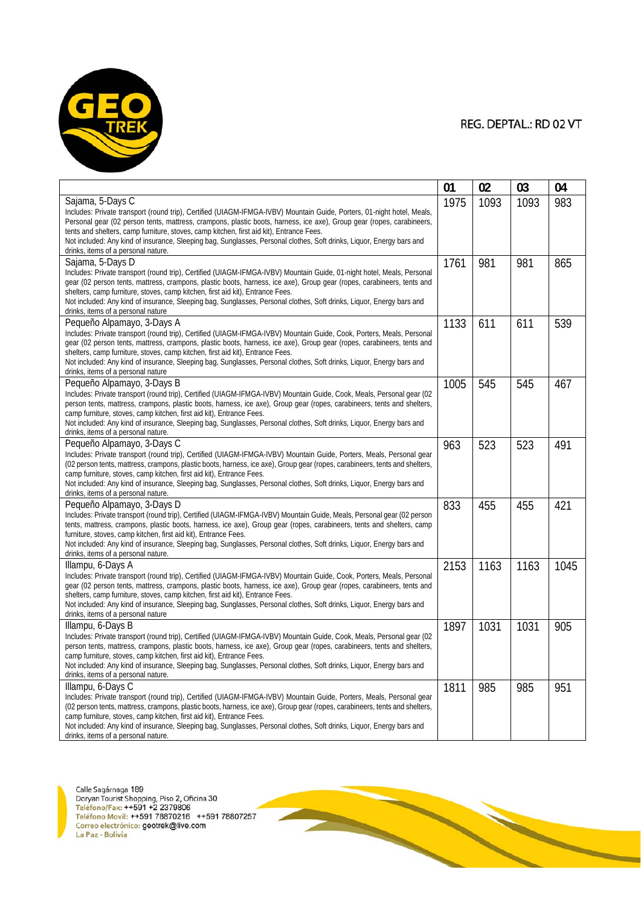REG. DEPTAL.: RD 02 VT

| | 01 | 02 | 03 | 04 |
|---|---|---|---|---|
| Sajama, 5-Days C<br>Includes: Private transport (round trip), Certified (UIAGM-IFMGA-IVBV) Mountain Guide, Porters, 01-night hotel, Meals, Personal gear (02 person tents, mattress, crampons, plastic boots, harness, ice axe), Group gear (ropes, carabineers, tents and shelters, camp furniture, stoves, camp kitchen, first aid kit), Entrance Fees.<br>Not included: Any kind of insurance, Sleeping bag, Sunglasses, Personal clothes, Soft drinks, Liquor, Energy bars and drinks, items of a personal nature. | 1975 | 1093 | 1093 | 983 |
| Sajama, 5-Days D<br>Includes: Private transport (round trip), Certified (UIAGM-IFMGA-IVBV) Mountain Guide, 01-night hotel, Meals, Personal gear (02 person tents, mattress, crampons, plastic boots, harness, ice axe), Group gear (ropes, carabineers, tents and shelters, camp furniture, stoves, camp kitchen, first aid kit), Entrance Fees.<br>Not included: Any kind of insurance, Sleeping bag, Sunglasses, Personal clothes, Soft drinks, Liquor, Energy bars and drinks, items of a personal nature | 1761 | 981 | 981 | 865 |
| Pequeño Alpamayo, 3-Days A<br>Includes: Private transport (round trip), Certified (UIAGM-IFMGA-IVBV) Mountain Guide, Cook, Porters, Meals, Personal gear (02 person tents, mattress, crampons, plastic boots, harness, ice axe), Group gear (ropes, carabineers, tents and shelters, camp furniture, stoves, camp kitchen, first aid kit), Entrance Fees.<br>Not included: Any kind of insurance, Sleeping bag, Sunglasses, Personal clothes, Soft drinks, Liquor, Energy bars and drinks, items of a personal nature | 1133 | 611 | 611 | 539 |
| Pequeño Alpamayo, 3-Days B<br>Includes: Private transport (round trip), Certified (UIAGM-IFMGA-IVBV) Mountain Guide, Cook, Meals, Personal gear (02 person tents, mattress, crampons, plastic boots, harness, ice axe), Group gear (ropes, carabineers, tents and shelters, camp furniture, stoves, camp kitchen, first aid kit), Entrance Fees.<br>Not included: Any kind of insurance, Sleeping bag, Sunglasses, Personal clothes, Soft drinks, Liquor, Energy bars and drinks, items of a personal nature. | 1005 | 545 | 545 | 467 |
| Pequeño Alpamayo, 3-Days C<br>Includes: Private transport (round trip), Certified (UIAGM-IFMGA-IVBV) Mountain Guide, Porters, Meals, Personal gear (02 person tents, mattress, crampons, plastic boots, harness, ice axe), Group gear (ropes, carabineers, tents and shelters, camp furniture, stoves, camp kitchen, first aid kit), Entrance Fees.<br>Not included: Any kind of insurance, Sleeping bag, Sunglasses, Personal clothes, Soft drinks, Liquor, Energy bars and drinks, items of a personal nature. | 963 | 523 | 523 | 491 |
| Pequeño Alpamayo, 3-Days D<br>Includes: Private transport (round trip), Certified (UIAGM-IFMGA-IVBV) Mountain Guide, Meals, Personal gear (02 person tents, mattress, crampons, plastic boots, harness, ice axe), Group gear (ropes, carabineers, tents and shelters, camp furniture, stoves, camp kitchen, first aid kit), Entrance Fees.<br>Not included: Any kind of insurance, Sleeping bag, Sunglasses, Personal clothes, Soft drinks, Liquor, Energy bars and drinks, items of a personal nature. | 833 | 455 | 455 | 421 |
| Illampu, 6-Days A<br>Includes: Private transport (round trip), Certified (UIAGM-IFMGA-IVBV) Mountain Guide, Cook, Porters, Meals, Personal gear (02 person tents, mattress, crampons, plastic boots, harness, ice axe), Group gear (ropes, carabineers, tents and shelters, camp furniture, stoves, camp kitchen, first aid kit), Entrance Fees.<br>Not included: Any kind of insurance, Sleeping bag, Sunglasses, Personal clothes, Soft drinks, Liquor, Energy bars and drinks, items of a personal nature | 2153 | 1163 | 1163 | 1045 |
| Illampu, 6-Days B<br>Includes: Private transport (round trip), Certified (UIAGM-IFMGA-IVBV) Mountain Guide, Cook, Meals, Personal gear (02 person tents, mattress, crampons, plastic boots, harness, ice axe), Group gear (ropes, carabineers, tents and shelters, camp furniture, stoves, camp kitchen, first aid kit), Entrance Fees.<br>Not included: Any kind of insurance, Sleeping bag, Sunglasses, Personal clothes, Soft drinks, Liquor, Energy bars and drinks, items of a personal nature. | 1897 | 1031 | 1031 | 905 |
| Illampu, 6-Days C<br>Includes: Private transport (round trip), Certified (UIAGM-IFMGA-IVBV) Mountain Guide, Porters, Meals, Personal gear (02 person tents, mattress, crampons, plastic boots, harness, ice axe), Group gear (ropes, carabineers, tents and shelters, camp furniture, stoves, camp kitchen, first aid kit), Entrance Fees.<br>Not included: Any kind of insurance, Sleeping bag, Sunglasses, Personal clothes, Soft drinks, Liquor, Energy bars and drinks, items of a personal nature. | 1811 | 985 | 985 | 951 |

Calle Sagárnaga 189
Doryan Tourist Shopping, Piso 2, Oficina 30
Teléfono/Fax: ++591 +2 2379806
Teléfono Movil: ++591 78870216 ++591 78807257
Correo electrónico: geotrek@live.com
La Paz - Bolivia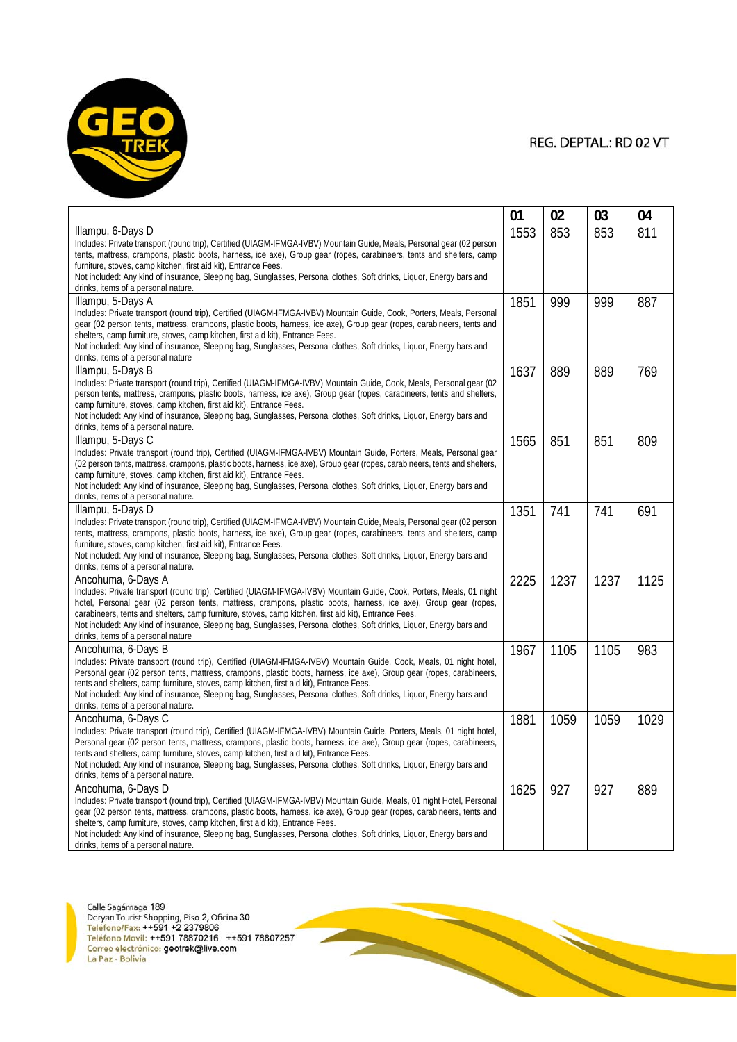REG. DEPTAL.: RD 02 VT

| | 01 | 02 | 03 | 04 |
|---|---|---|---|---|
| Illampu, 6-Days D<br>Includes: Private transport (round trip), Certified (UIAGM-IFMGA-IVBV) Mountain Guide, Meals, Personal gear (02 person tents, mattress, crampons, plastic boots, harness, ice axe), Group gear (ropes, carabineers, tents and shelters, camp furniture, stoves, camp kitchen, first aid kit), Entrance Fees.<br>Not included: Any kind of insurance, Sleeping bag, Sunglasses, Personal clothes, Soft drinks, Liquor, Energy bars and drinks, items of a personal nature. | 1553 | 853 | 853 | 811 |
| Illampu, 5-Days A<br>Includes: Private transport (round trip), Certified (UIAGM-IFMGA-IVBV) Mountain Guide, Cook, Porters, Meals, Personal gear (02 person tents, mattress, crampons, plastic boots, harness, ice axe), Group gear (ropes, carabineers, tents and shelters, camp furniture, stoves, camp kitchen, first aid kit), Entrance Fees.<br>Not included: Any kind of insurance, Sleeping bag, Sunglasses, Personal clothes, Soft drinks, Liquor, Energy bars and drinks, items of a personal nature | 1851 | 999 | 999 | 887 |
| Illampu, 5-Days B<br>Includes: Private transport (round trip), Certified (UIAGM-IFMGA-IVBV) Mountain Guide, Cook, Meals, Personal gear (02 person tents, mattress, crampons, plastic boots, harness, ice axe), Group gear (ropes, carabineers, tents and shelters, camp furniture, stoves, camp kitchen, first aid kit), Entrance Fees.<br>Not included: Any kind of insurance, Sleeping bag, Sunglasses, Personal clothes, Soft drinks, Liquor, Energy bars and drinks, items of a personal nature. | 1637 | 889 | 889 | 769 |
| Illampu, 5-Days C<br>Includes: Private transport (round trip), Certified (UIAGM-IFMGA-IVBV) Mountain Guide, Porters, Meals, Personal gear (02 person tents, mattress, crampons, plastic boots, harness, ice axe), Group gear (ropes, carabineers, tents and shelters, camp furniture, stoves, camp kitchen, first aid kit), Entrance Fees.<br>Not included: Any kind of insurance, Sleeping bag, Sunglasses, Personal clothes, Soft drinks, Liquor, Energy bars and drinks, items of a personal nature. | 1565 | 851 | 851 | 809 |
| Illampu, 5-Days D<br>Includes: Private transport (round trip), Certified (UIAGM-IFMGA-IVBV) Mountain Guide, Meals, Personal gear (02 person tents, mattress, crampons, plastic boots, harness, ice axe), Group gear (ropes, carabineers, tents and shelters, camp furniture, stoves, camp kitchen, first aid kit), Entrance Fees.<br>Not included: Any kind of insurance, Sleeping bag, Sunglasses, Personal clothes, Soft drinks, Liquor, Energy bars and drinks, items of a personal nature. | 1351 | 741 | 741 | 691 |
| Ancohuma, 6-Days A<br>Includes: Private transport (round trip), Certified (UIAGM-IFMGA-IVBV) Mountain Guide, Cook, Porters, Meals, 01 night hotel, Personal gear (02 person tents, mattress, crampons, plastic boots, harness, ice axe), Group gear (ropes, carabineers, tents and shelters, camp furniture, stoves, camp kitchen, first aid kit), Entrance Fees.<br>Not included: Any kind of insurance, Sleeping bag, Sunglasses, Personal clothes, Soft drinks, Liquor, Energy bars and drinks, items of a personal nature | 2225 | 1237 | 1237 | 1125 |
| Ancohuma, 6-Days B<br>Includes: Private transport (round trip), Certified (UIAGM-IFMGA-IVBV) Mountain Guide, Cook, Meals, 01 night hotel, Personal gear (02 person tents, mattress, crampons, plastic boots, harness, ice axe), Group gear (ropes, carabineers, tents and shelters, camp furniture, stoves, camp kitchen, first aid kit), Entrance Fees.<br>Not included: Any kind of insurance, Sleeping bag, Sunglasses, Personal clothes, Soft drinks, Liquor, Energy bars and drinks, items of a personal nature. | 1967 | 1105 | 1105 | 983 |
| Ancohuma, 6-Days C<br>Includes: Private transport (round trip), Certified (UIAGM-IFMGA-IVBV) Mountain Guide, Porters, Meals, 01 night hotel, Personal gear (02 person tents, mattress, crampons, plastic boots, harness, ice axe), Group gear (ropes, carabineers, tents and shelters, camp furniture, stoves, camp kitchen, first aid kit), Entrance Fees.<br>Not included: Any kind of insurance, Sleeping bag, Sunglasses, Personal clothes, Soft drinks, Liquor, Energy bars and drinks, items of a personal nature. | 1881 | 1059 | 1059 | 1029 |
| Ancohuma, 6-Days D<br>Includes: Private transport (round trip), Certified (UIAGM-IFMGA-IVBV) Mountain Guide, Meals, 01 night Hotel, Personal gear (02 person tents, mattress, crampons, plastic boots, harness, ice axe), Group gear (ropes, carabineers, tents and shelters, camp furniture, stoves, camp kitchen, first aid kit), Entrance Fees.<br>Not included: Any kind of insurance, Sleeping bag, Sunglasses, Personal clothes, Soft drinks, Liquor, Energy bars and drinks, items of a personal nature. | 1625 | 927 | 927 | 889 |

Calle Sagárnaga 189
Doryan Tourist Shopping, Piso 2, Oficina 30
Teléfono/Fax: ++591 +2 2379806
Teléfono Movil: ++591 78870216 ++591 78807257
Correo electrónico: geotrek@live.com
La Paz - Bolivia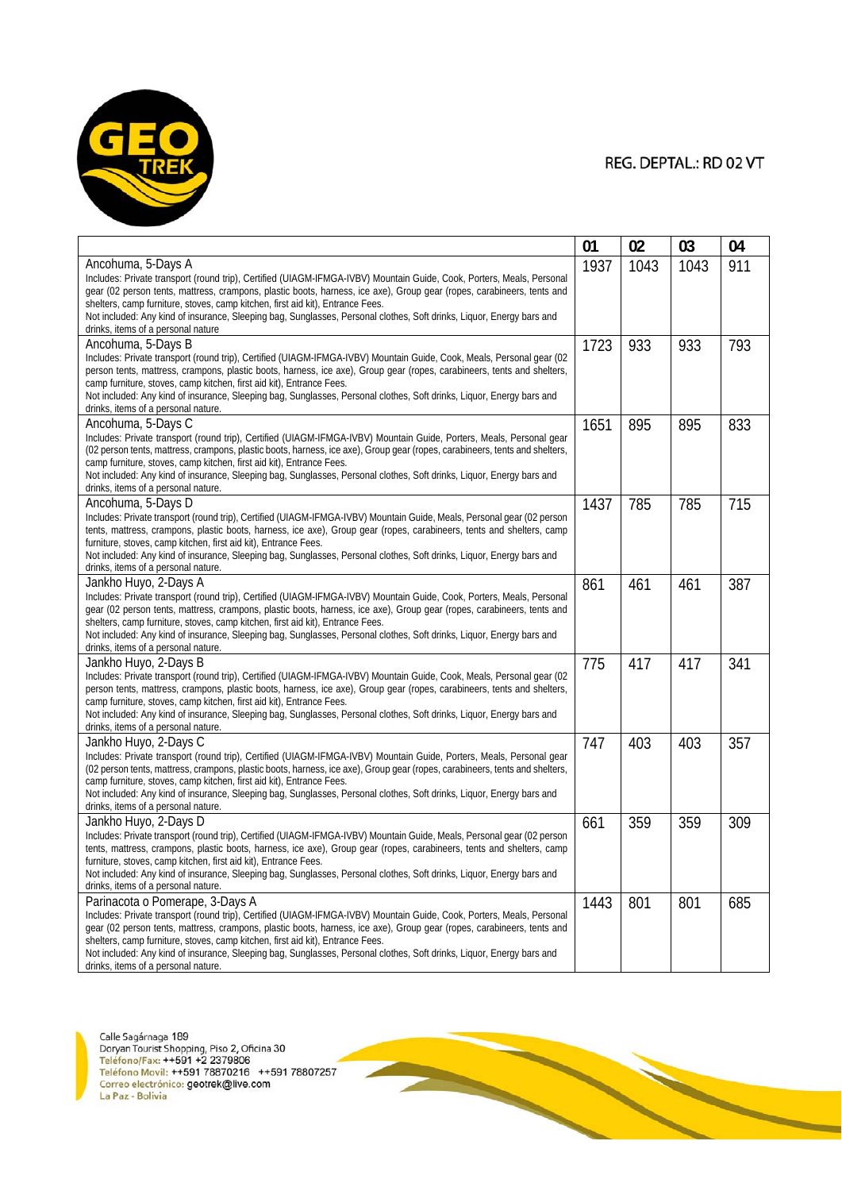REG. DEPTAL.: RD 02 VT

| | 01 | 02 | 03 | 04 |
|---|---|---|---|---|
| Ancohuma, 5-Days A<br>Includes: Private transport (round trip), Certified (UIAGM-IFMGA-IVBV) Mountain Guide, Cook, Porters, Meals, Personal gear (02 person tents, mattress, crampons, plastic boots, harness, ice axe), Group gear (ropes, carabineers, tents and shelters, camp furniture, stoves, camp kitchen, first aid kit), Entrance Fees.<br>Not included: Any kind of insurance, Sleeping bag, Sunglasses, Personal clothes, Soft drinks, Liquor, Energy bars and drinks, items of a personal nature | 1937 | 1043 | 1043 | 911 |
| Ancohuma, 5-Days B<br>Includes: Private transport (round trip), Certified (UIAGM-IFMGA-IVBV) Mountain Guide, Cook, Meals, Personal gear (02 person tents, mattress, crampons, plastic boots, harness, ice axe), Group gear (ropes, carabineers, tents and shelters, camp furniture, stoves, camp kitchen, first aid kit), Entrance Fees.<br>Not included: Any kind of insurance, Sleeping bag, Sunglasses, Personal clothes, Soft drinks, Liquor, Energy bars and drinks, items of a personal nature. | 1723 | 933 | 933 | 793 |
| Ancohuma, 5-Days C<br>Includes: Private transport (round trip), Certified (UIAGM-IFMGA-IVBV) Mountain Guide, Porters, Meals, Personal gear (02 person tents, mattress, crampons, plastic boots, harness, ice axe), Group gear (ropes, carabineers, tents and shelters, camp furniture, stoves, camp kitchen, first aid kit), Entrance Fees.<br>Not included: Any kind of insurance, Sleeping bag, Sunglasses, Personal clothes, Soft drinks, Liquor, Energy bars and drinks, items of a personal nature. | 1651 | 895 | 895 | 833 |
| Ancohuma, 5-Days D<br>Includes: Private transport (round trip), Certified (UIAGM-IFMGA-IVBV) Mountain Guide, Meals, Personal gear (02 person tents, mattress, crampons, plastic boots, harness, ice axe), Group gear (ropes, carabineers, tents and shelters, camp furniture, stoves, camp kitchen, first aid kit), Entrance Fees.<br>Not included: Any kind of insurance, Sleeping bag, Sunglasses, Personal clothes, Soft drinks, Liquor, Energy bars and drinks, items of a personal nature. | 1437 | 785 | 785 | 715 |
| Jankho Huyo, 2-Days A<br>Includes: Private transport (round trip), Certified (UIAGM-IFMGA-IVBV) Mountain Guide, Cook, Porters, Meals, Personal gear (02 person tents, mattress, crampons, plastic boots, harness, ice axe), Group gear (ropes, carabineers, tents and shelters, camp furniture, stoves, camp kitchen, first aid kit), Entrance Fees.<br>Not included: Any kind of insurance, Sleeping bag, Sunglasses, Personal clothes, Soft drinks, Liquor, Energy bars and drinks, items of a personal nature. | 861 | 461 | 461 | 387 |
| Jankho Huyo, 2-Days B<br>Includes: Private transport (round trip), Certified (UIAGM-IFMGA-IVBV) Mountain Guide, Cook, Meals, Personal gear (02 person tents, mattress, crampons, plastic boots, harness, ice axe), Group gear (ropes, carabineers, tents and shelters, camp furniture, stoves, camp kitchen, first aid kit), Entrance Fees.<br>Not included: Any kind of insurance, Sleeping bag, Sunglasses, Personal clothes, Soft drinks, Liquor, Energy bars and drinks, items of a personal nature. | 775 | 417 | 417 | 341 |
| Jankho Huyo, 2-Days C<br>Includes: Private transport (round trip), Certified (UIAGM-IFMGA-IVBV) Mountain Guide, Porters, Meals, Personal gear (02 person tents, mattress, crampons, plastic boots, harness, ice axe), Group gear (ropes, carabineers, tents and shelters, camp furniture, stoves, camp kitchen, first aid kit), Entrance Fees.<br>Not included: Any kind of insurance, Sleeping bag, Sunglasses, Personal clothes, Soft drinks, Liquor, Energy bars and drinks, items of a personal nature. | 747 | 403 | 403 | 357 |
| Jankho Huyo, 2-Days D<br>Includes: Private transport (round trip), Certified (UIAGM-IFMGA-IVBV) Mountain Guide, Meals, Personal gear (02 person tents, mattress, crampons, plastic boots, harness, ice axe), Group gear (ropes, carabineers, tents and shelters, camp furniture, stoves, camp kitchen, first aid kit), Entrance Fees.<br>Not included: Any kind of insurance, Sleeping bag, Sunglasses, Personal clothes, Soft drinks, Liquor, Energy bars and drinks, items of a personal nature. | 661 | 359 | 359 | 309 |
| Parinacota o Pomerape, 3-Days A<br>Includes: Private transport (round trip), Certified (UIAGM-IFMGA-IVBV) Mountain Guide, Cook, Porters, Meals, Personal gear (02 person tents, mattress, crampons, plastic boots, harness, ice axe), Group gear (ropes, carabineers, tents and shelters, camp furniture, stoves, camp kitchen, first aid kit), Entrance Fees.<br>Not included: Any kind of insurance, Sleeping bag, Sunglasses, Personal clothes, Soft drinks, Liquor, Energy bars and drinks, items of a personal nature. | 1443 | 801 | 801 | 685 |

Calle Sagárnaga 189
Doryan Tourist Shopping, Piso 2, Oficina 30
Teléfono/Fax: ++591 +2 2379806
Teléfono Movil: ++591 78870216 ++591 78807257
Correo electrónico: geotrek@live.com
La Paz - Bolivia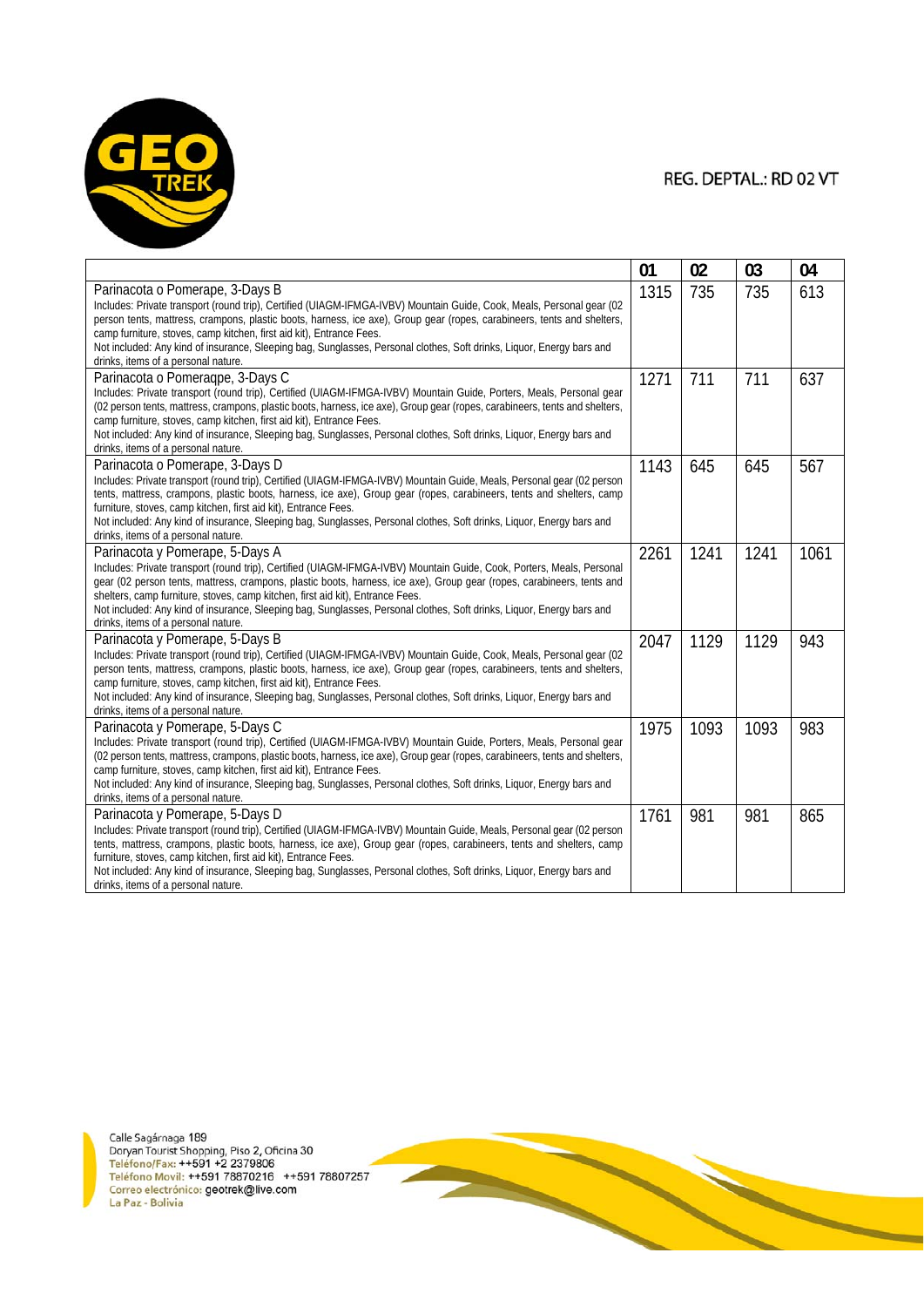REG. DEPTAL.: RD 02 VT

| | 01 | 02 | 03 | 04 |
|---|---|---|---|---|
| Parinacota o Pomerape, 3-Days B<br>Includes: Private transport (round trip), Certified (UIAGM-IFMGA-IVBV) Mountain Guide, Cook, Meals, Personal gear (02 person tents, mattress, crampons, plastic boots, harness, ice axe), Group gear (ropes, carabineers, tents and shelters, camp furniture, stoves, camp kitchen, first aid kit), Entrance Fees.<br>Not included: Any kind of insurance, Sleeping bag, Sunglasses, Personal clothes, Soft drinks, Liquor, Energy bars and drinks, items of a personal nature. | 1315 | 735 | 735 | 613 |
| Parinacota o Pomeraqpe, 3-Days C<br>Includes: Private transport (round trip), Certified (UIAGM-IFMGA-IVBV) Mountain Guide, Porters, Meals, Personal gear (02 person tents, mattress, crampons, plastic boots, harness, ice axe), Group gear (ropes, carabineers, tents and shelters, camp furniture, stoves, camp kitchen, first aid kit), Entrance Fees.<br>Not included: Any kind of insurance, Sleeping bag, Sunglasses, Personal clothes, Soft drinks, Liquor, Energy bars and drinks, items of a personal nature. | 1271 | 711 | 711 | 637 |
| Parinacota o Pomerape, 3-Days D<br>Includes: Private transport (round trip), Certified (UIAGM-IFMGA-IVBV) Mountain Guide, Meals, Personal gear (02 person tents, mattress, crampons, plastic boots, harness, ice axe), Group gear (ropes, carabineers, tents and shelters, camp furniture, stoves, camp kitchen, first aid kit), Entrance Fees.<br>Not included: Any kind of insurance, Sleeping bag, Sunglasses, Personal clothes, Soft drinks, Liquor, Energy bars and drinks, items of a personal nature. | 1143 | 645 | 645 | 567 |
| Parinacota y Pomerape, 5-Days A<br>Includes: Private transport (round trip), Certified (UIAGM-IFMGA-IVBV) Mountain Guide, Cook, Porters, Meals, Personal gear (02 person tents, mattress, crampons, plastic boots, harness, ice axe), Group gear (ropes, carabineers, tents and shelters, camp furniture, stoves, camp kitchen, first aid kit), Entrance Fees.<br>Not included: Any kind of insurance, Sleeping bag, Sunglasses, Personal clothes, Soft drinks, Liquor, Energy bars and drinks, items of a personal nature. | 2261 | 1241 | 1241 | 1061 |
| Parinacota y Pomerape, 5-Days B<br>Includes: Private transport (round trip), Certified (UIAGM-IFMGA-IVBV) Mountain Guide, Cook, Meals, Personal gear (02 person tents, mattress, crampons, plastic boots, harness, ice axe), Group gear (ropes, carabineers, tents and shelters, camp furniture, stoves, camp kitchen, first aid kit), Entrance Fees.<br>Not included: Any kind of insurance, Sleeping bag, Sunglasses, Personal clothes, Soft drinks, Liquor, Energy bars and drinks, items of a personal nature. | 2047 | 1129 | 1129 | 943 |
| Parinacota y Pomerape, 5-Days C<br>Includes: Private transport (round trip), Certified (UIAGM-IFMGA-IVBV) Mountain Guide, Porters, Meals, Personal gear (02 person tents, mattress, crampons, plastic boots, harness, ice axe), Group gear (ropes, carabineers, tents and shelters, camp furniture, stoves, camp kitchen, first aid kit), Entrance Fees.<br>Not included: Any kind of insurance, Sleeping bag, Sunglasses, Personal clothes, Soft drinks, Liquor, Energy bars and drinks, items of a personal nature. | 1975 | 1093 | 1093 | 983 |
| Parinacota y Pomerape, 5-Days D<br>Includes: Private transport (round trip), Certified (UIAGM-IFMGA-IVBV) Mountain Guide, Meals, Personal gear (02 person tents, mattress, crampons, plastic boots, harness, ice axe), Group gear (ropes, carabineers, tents and shelters, camp furniture, stoves, camp kitchen, first aid kit), Entrance Fees.<br>Not included: Any kind of insurance, Sleeping bag, Sunglasses, Personal clothes, Soft drinks, Liquor, Energy bars and drinks, items of a personal nature. | 1761 | 981 | 981 | 865 |

Calle Sagárnaga 189
Doryan Tourist Shopping, Piso 2, Oficina 30
Teléfono/Fax: ++591 +2 2379806
Teléfono Movil: ++591 78870216 ++591 78807257
Correo electrónico: geotrek@live.com
La Paz - Bolivia